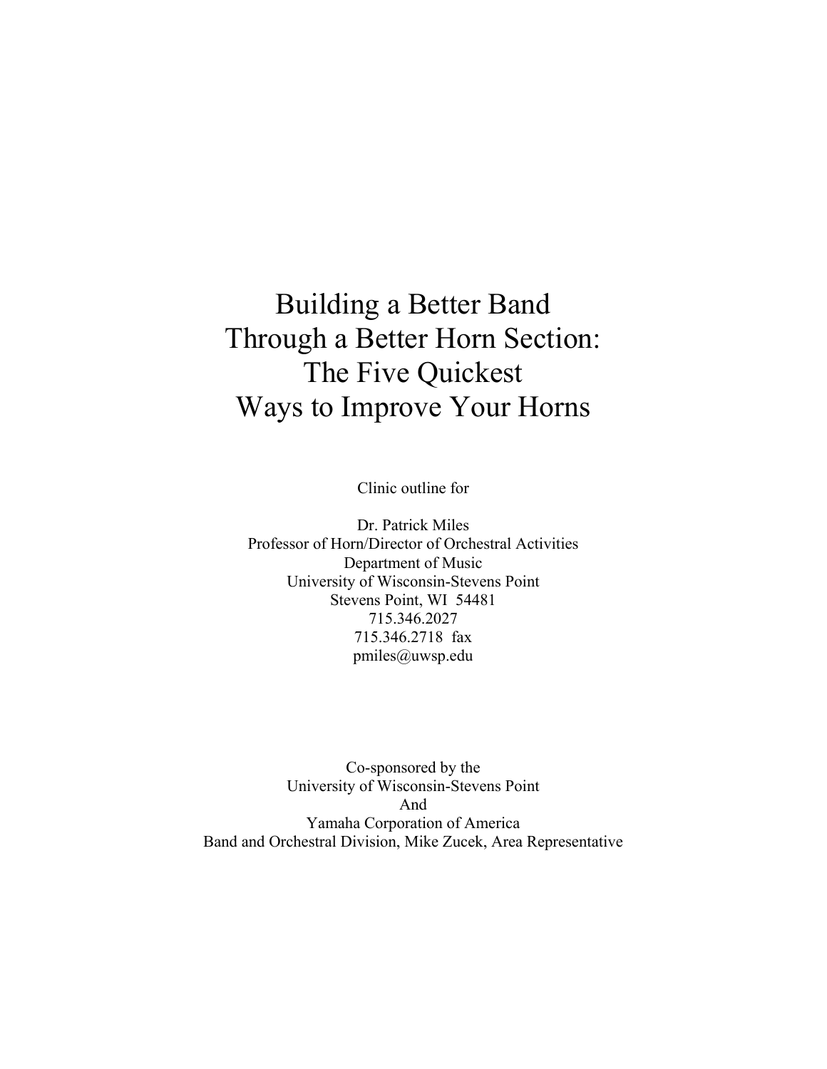# Building a Better Band Through a Better Horn Section: The Five Quickest Ways to Improve Your Horns

Clinic outline for

Dr. Patrick Miles
Professor of Horn/Director of Orchestral Activities
Department of Music
University of Wisconsin-Stevens Point
Stevens Point, WI 54481
715.346.2027
715.346.2718 fax
pmiles@uwsp.edu

Co-sponsored by the
University of Wisconsin-Stevens Point
And
Yamaha Corporation of America
Band and Orchestral Division, Mike Zucek, Area Representative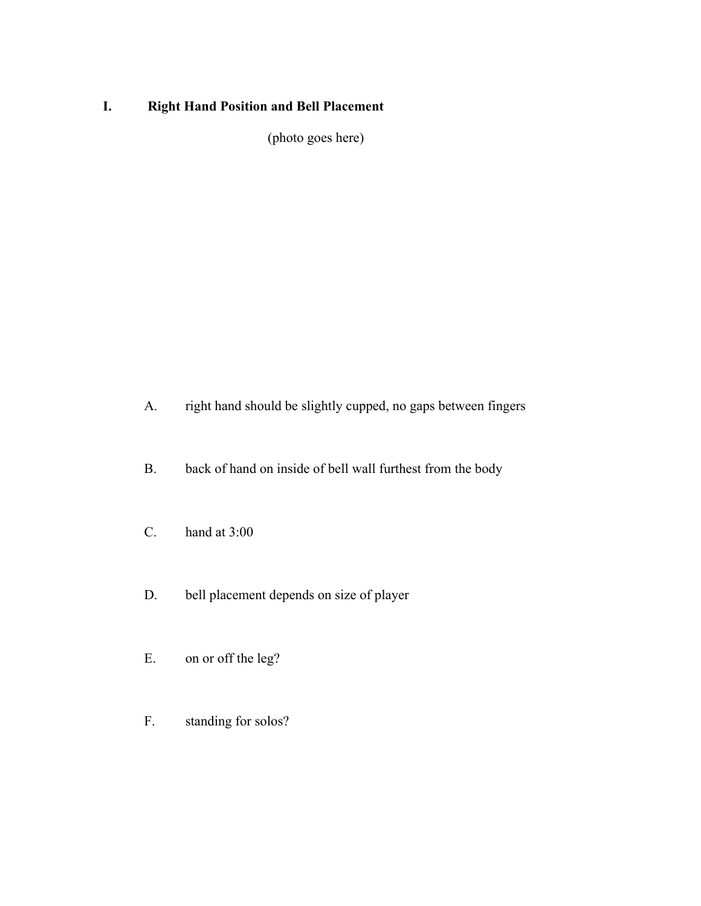## I. Right Hand Position and Bell Placement

(photo goes here)

A. right hand should be slightly cupped, no gaps between fingers

B. back of hand on inside of bell wall furthest from the body

C. hand at 3:00

D. bell placement depends on size of player

E. on or off the leg?

F. standing for solos?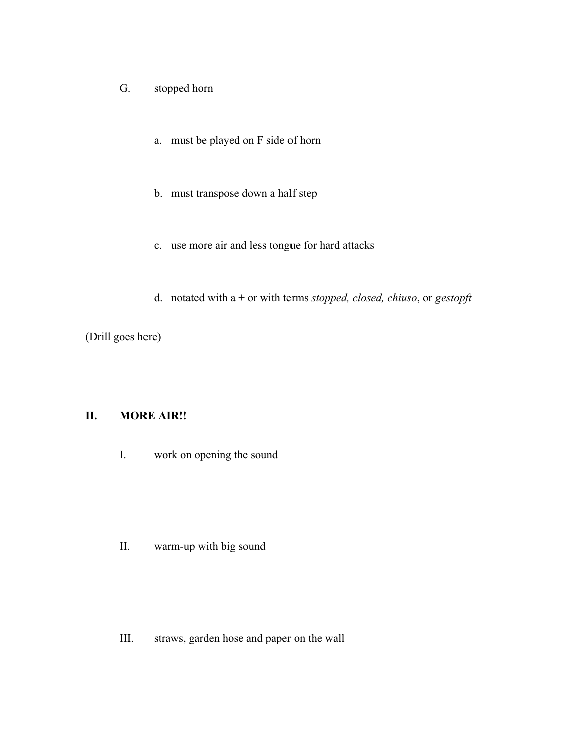G. stopped horn

  a. must be played on F side of horn

  b. must transpose down a half step

  c. use more air and less tongue for hard attacks

  d. notated with a + or with terms *stopped, closed, chiuso*, or *gestopft*

(Drill goes here)

## II. MORE AIR!!

I. work on opening the sound

II. warm-up with big sound

III. straws, garden hose and paper on the wall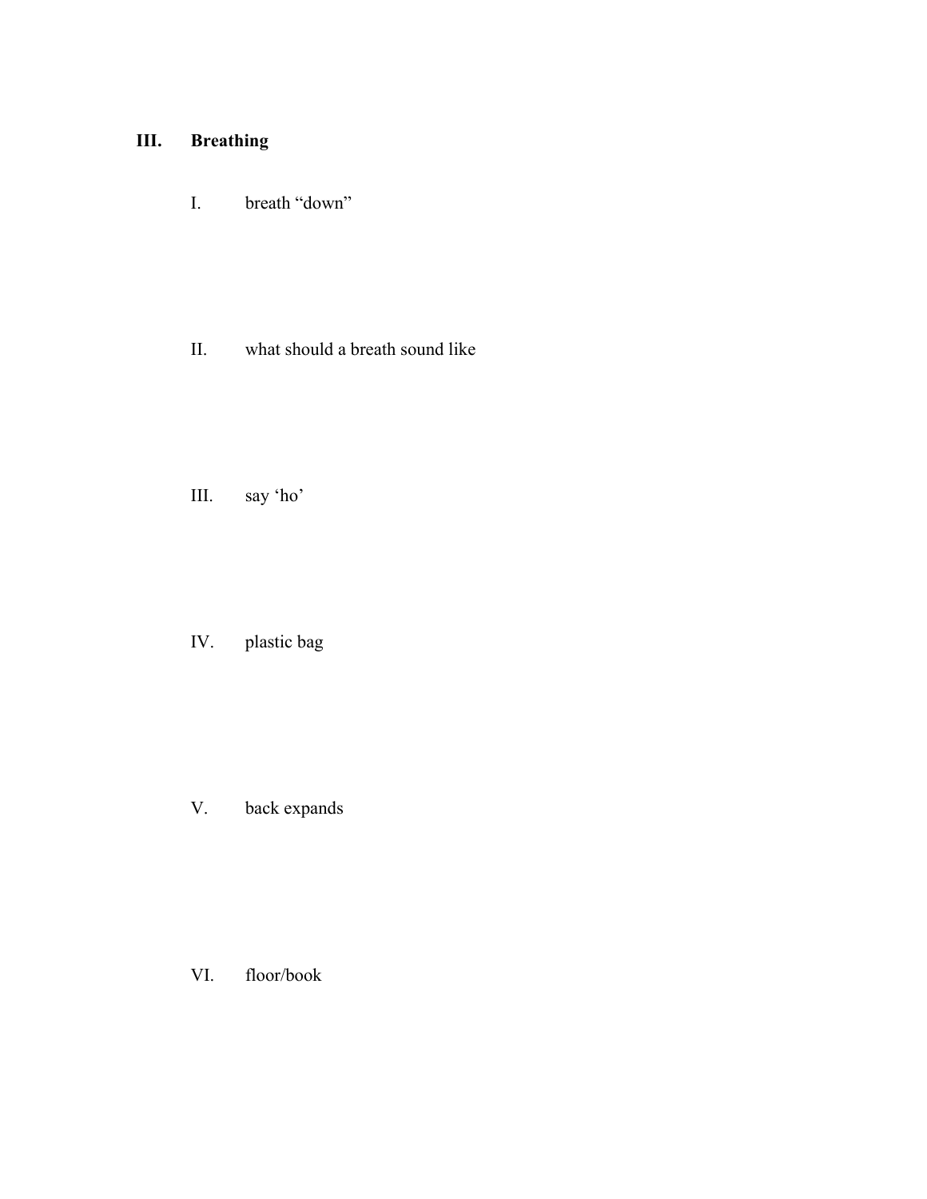## III. Breathing

I. breath “down”

II. what should a breath sound like

III. say ‘ho’

IV. plastic bag

V. back expands

VI. floor/book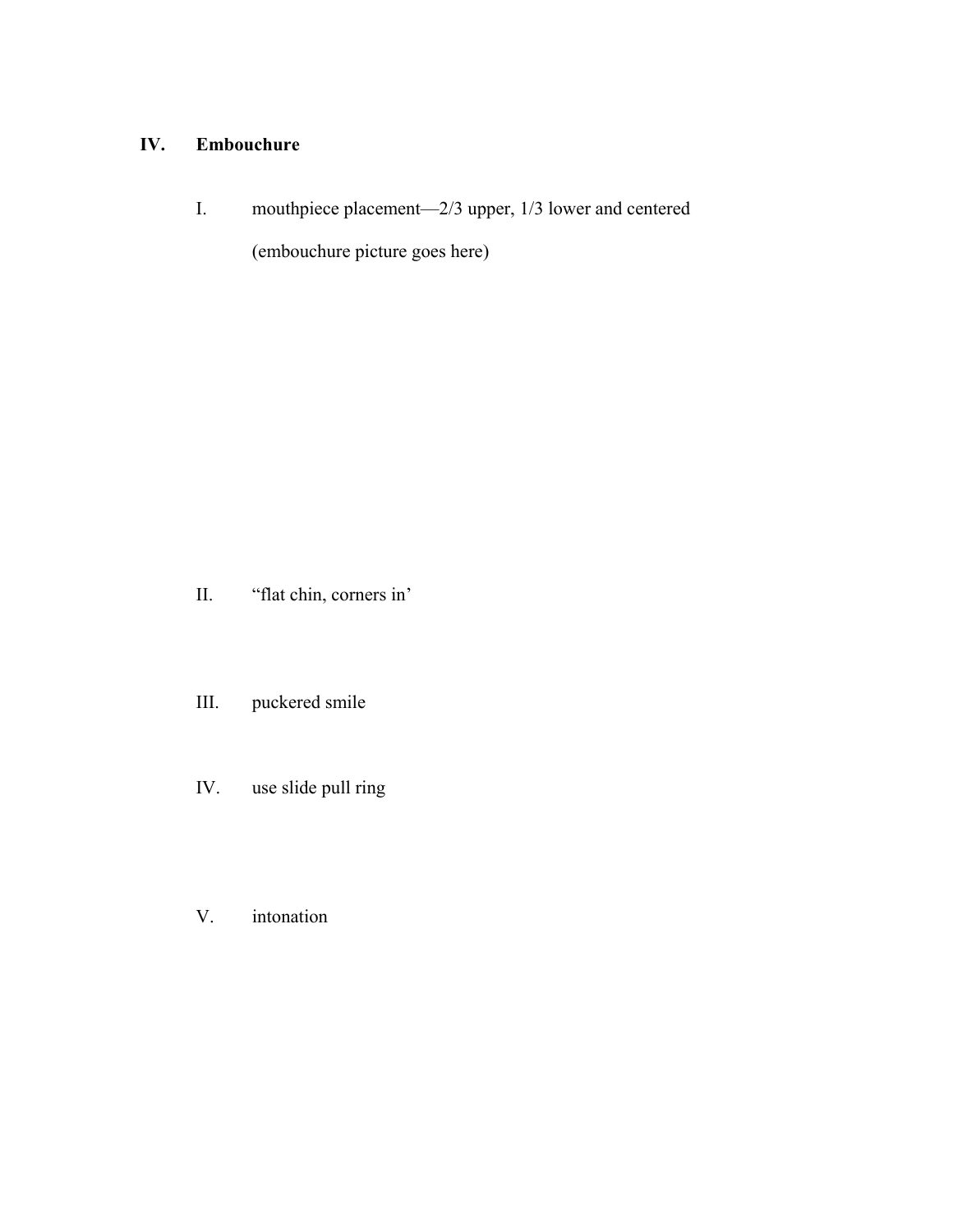## IV. Embouchure

I. mouthpiece placement—2/3 upper, 1/3 lower and centered

(embouchure picture goes here)

II. “flat chin, corners in’

III. puckered smile

IV. use slide pull ring

V. intonation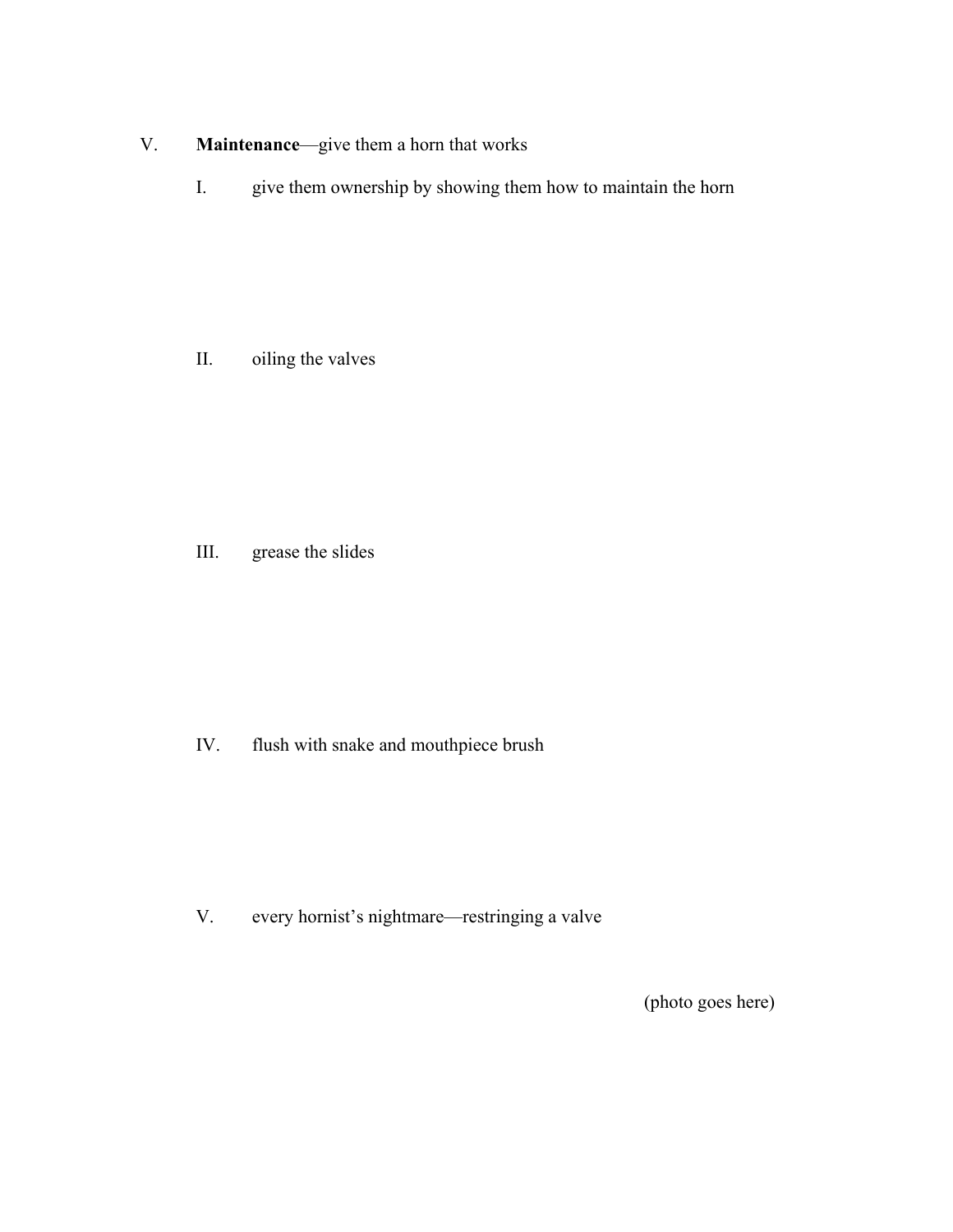V. **Maintenance**—give them a horn that works

   I. give them ownership by showing them how to maintain the horn

   II. oiling the valves

   III. grease the slides

   IV. flush with snake and mouthpiece brush

   V. every hornist's nightmare—restringing a valve

(photo goes here)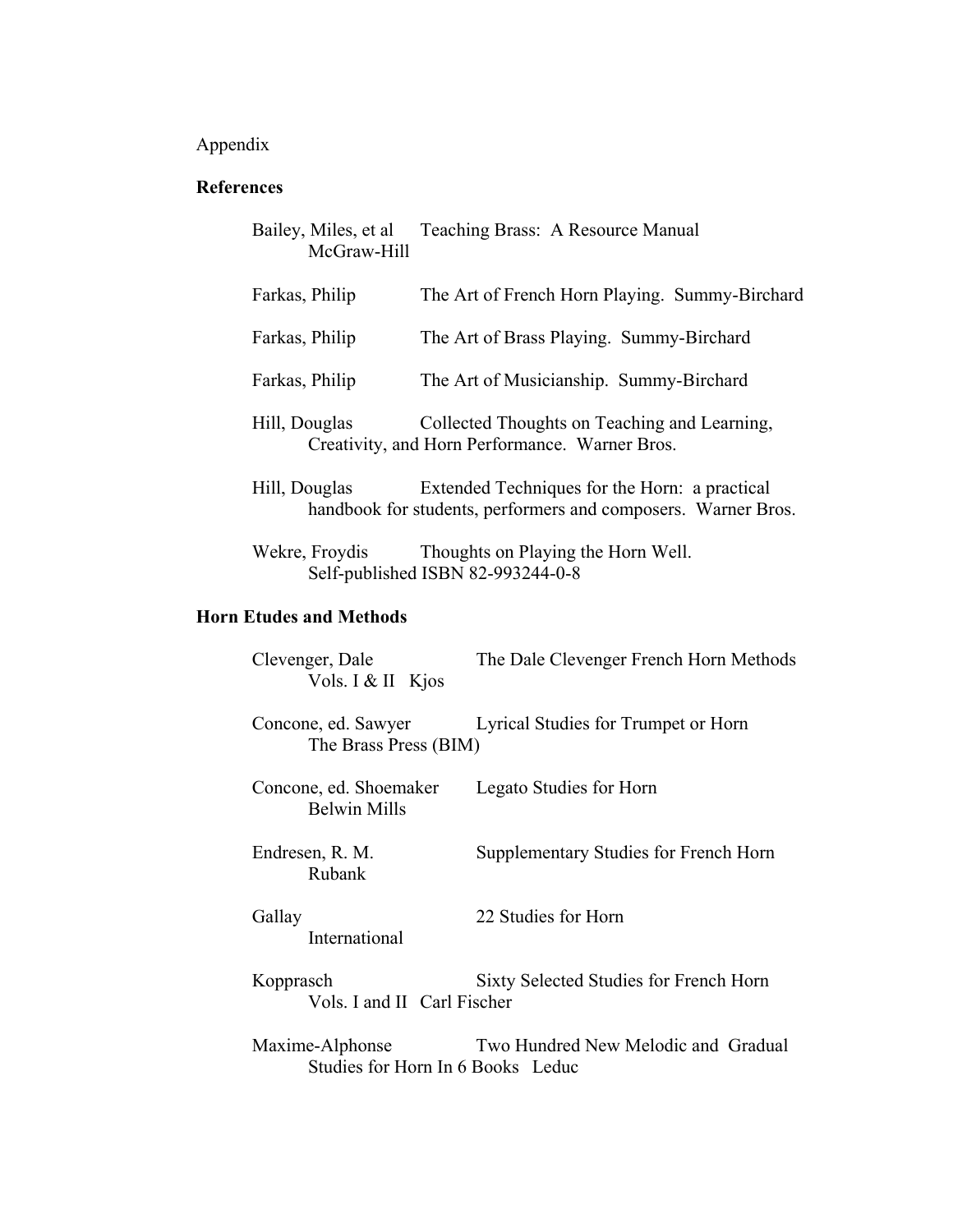Appendix

## References

Bailey, Miles, et al — Teaching Brass: A Resource Manual  
McGraw-Hill

Farkas, Philip — The Art of French Horn Playing. Summy-Birchard

Farkas, Philip — The Art of Brass Playing. Summy-Birchard

Farkas, Philip — The Art of Musicianship. Summy-Birchard

Hill, Douglas — Collected Thoughts on Teaching and Learning, Creativity, and Horn Performance. Warner Bros.

Hill, Douglas — Extended Techniques for the Horn: a practical handbook for students, performers and composers. Warner Bros.

Wekre, Froydis — Thoughts on Playing the Horn Well.  
Self-published ISBN 82-993244-0-8

## Horn Etudes and Methods

Clevenger, Dale — The Dale Clevenger French Horn Methods  
Vols. I & II Kjos

Concone, ed. Sawyer — Lyrical Studies for Trumpet or Horn  
The Brass Press (BIM)

Concone, ed. Shoemaker — Legato Studies for Horn  
Belwin Mills

Endresen, R. M. — Supplementary Studies for French Horn  
Rubank

Gallay — 22 Studies for Horn  
International

Kopprasch — Sixty Selected Studies for French Horn  
Vols. I and II Carl Fischer

Maxime-Alphonse — Two Hundred New Melodic and Gradual Studies for Horn In 6 Books Leduc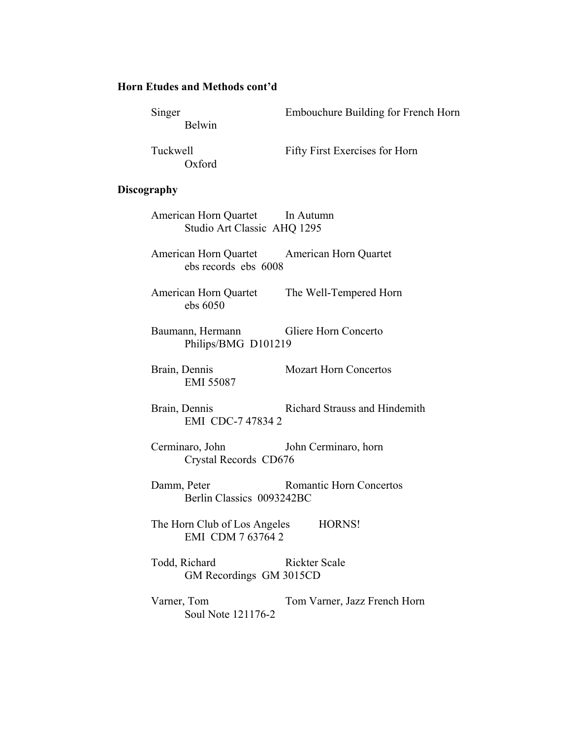### Horn Etudes and Methods cont'd

Singer — Embouchure Building for French Horn
Belwin

Tuckwell — Fifty First Exercises for Horn
Oxford

### Discography

American Horn Quartet — In Autumn
Studio Art Classic AHQ 1295

American Horn Quartet — American Horn Quartet
ebs records ebs 6008

American Horn Quartet — The Well-Tempered Horn
ebs 6050

Baumann, Hermann — Gliere Horn Concerto
Philips/BMG D101219

Brain, Dennis — Mozart Horn Concertos
EMI 55087

Brain, Dennis — Richard Strauss and Hindemith
EMI CDC-7 47834 2

Cerminaro, John — John Cerminaro, horn
Crystal Records CD676

Damm, Peter — Romantic Horn Concertos
Berlin Classics 0093242BC

The Horn Club of Los Angeles — HORNS!
EMI CDM 7 63764 2

Todd, Richard — Rickter Scale
GM Recordings GM 3015CD

Varner, Tom — Tom Varner, Jazz French Horn
Soul Note 121176-2